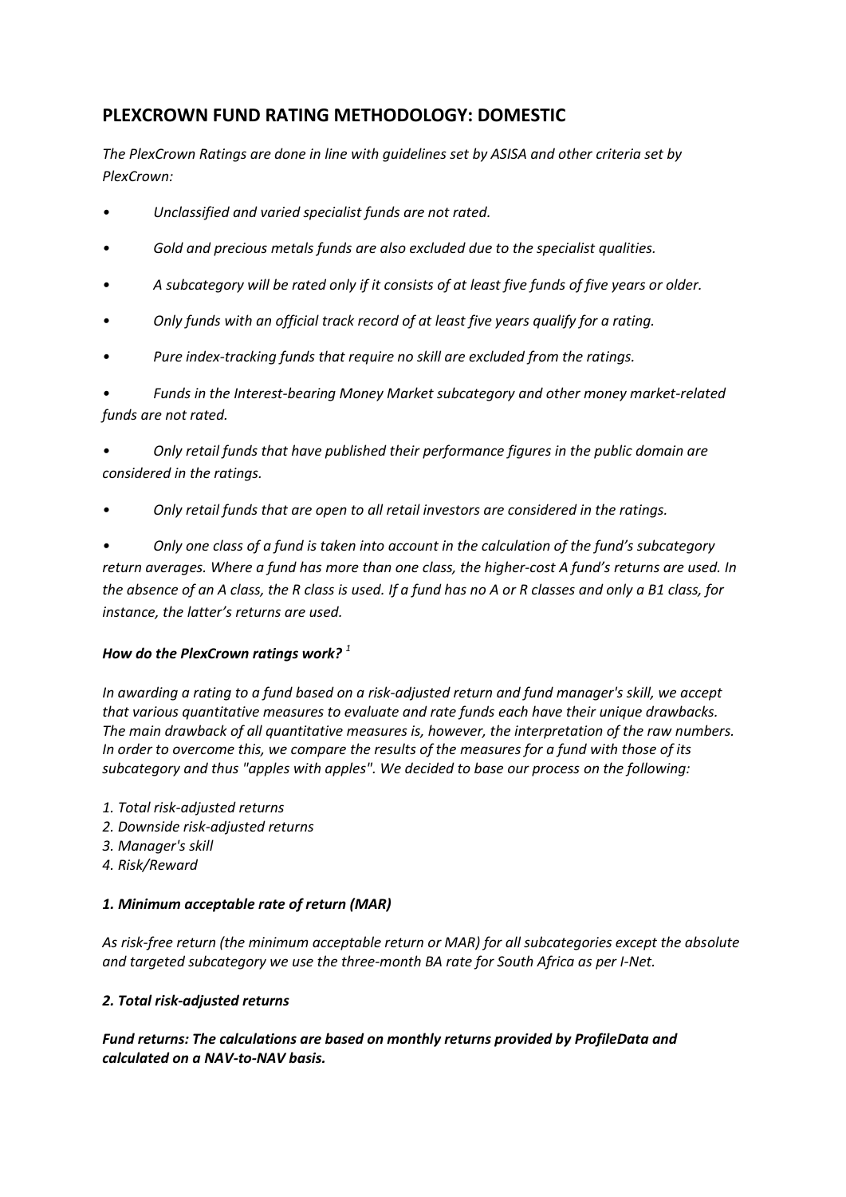## PLEXCROWN FUND RATING METHODOLOGY: DOMESTIC

*The PlexCrown Ratings are done in line with guidelines set by ASISA and other criteria set by PlexCrown:*

- *Unclassified and varied specialist funds are not rated.*
- *Gold and precious metals funds are also excluded due to the specialist qualities.*
- *A subcategory will be rated only if it consists of at least five funds of five years or older.*
- *Only funds with an official track record of at least five years qualify for a rating.*
- *Pure index-tracking funds that require no skill are excluded from the ratings.*
- *Funds in the Interest-bearing Money Market subcategory and other money market-related funds are not rated.*
- *Only retail funds that have published their performance figures in the public domain are considered in the ratings.*
- *Only retail funds that are open to all retail investors are considered in the ratings.*
- *Only one class of a fund is taken into account in the calculation of the fund's subcategory return averages. Where a fund has more than one class, the higher-cost A fund's returns are used. In the absence of an A class, the R class is used. If a fund has no A or R classes and only a B1 class, for instance, the latter's returns are used.*

### *How do the PlexCrown ratings work?* [1]

*In awarding a rating to a fund based on a risk-adjusted return and fund manager's skill, we accept that various quantitative measures to evaluate and rate funds each have their unique drawbacks. The main drawback of all quantitative measures is, however, the interpretation of the raw numbers. In order to overcome this, we compare the results of the measures for a fund with those of its subcategory and thus "apples with apples". We decided to base our process on the following:*

*1. Total risk-adjusted returns*
*2. Downside risk-adjusted returns*
*3. Manager's skill*
*4. Risk/Reward*

### *1. Minimum acceptable rate of return (MAR)*

*As risk-free return (the minimum acceptable return or MAR) for all subcategories except the absolute and targeted subcategory we use the three-month BA rate for South Africa as per I-Net.*

### *2. Total risk-adjusted returns*

***Fund returns: The calculations are based on monthly returns provided by ProfileData and calculated on a NAV-to-NAV basis.***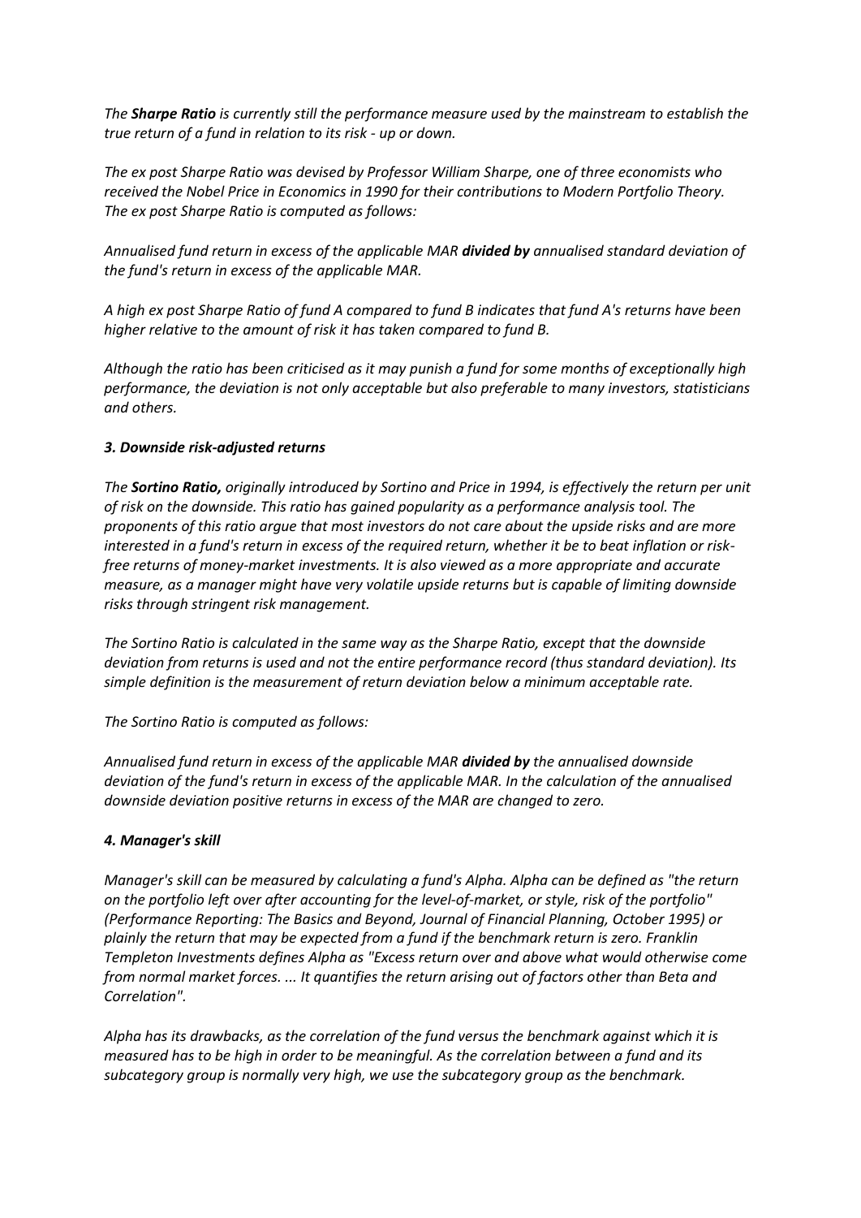*The **Sharpe Ratio** is currently still the performance measure used by the mainstream to establish the true return of a fund in relation to its risk - up or down.*

*The ex post Sharpe Ratio was devised by Professor William Sharpe, one of three economists who received the Nobel Price in Economics in 1990 for their contributions to Modern Portfolio Theory. The ex post Sharpe Ratio is computed as follows:*

*Annualised fund return in excess of the applicable MAR **divided by** annualised standard deviation of the fund's return in excess of the applicable MAR.*

*A high ex post Sharpe Ratio of fund A compared to fund B indicates that fund A's returns have been higher relative to the amount of risk it has taken compared to fund B.*

*Although the ratio has been criticised as it may punish a fund for some months of exceptionally high performance, the deviation is not only acceptable but also preferable to many investors, statisticians and others.*

### *3. Downside risk-adjusted returns*

*The **Sortino Ratio,** originally introduced by Sortino and Price in 1994, is effectively the return per unit of risk on the downside. This ratio has gained popularity as a performance analysis tool. The proponents of this ratio argue that most investors do not care about the upside risks and are more interested in a fund's return in excess of the required return, whether it be to beat inflation or risk-free returns of money-market investments. It is also viewed as a more appropriate and accurate measure, as a manager might have very volatile upside returns but is capable of limiting downside risks through stringent risk management.*

*The Sortino Ratio is calculated in the same way as the Sharpe Ratio, except that the downside deviation from returns is used and not the entire performance record (thus standard deviation). Its simple definition is the measurement of return deviation below a minimum acceptable rate.*

*The Sortino Ratio is computed as follows:*

*Annualised fund return in excess of the applicable MAR **divided by** the annualised downside deviation of the fund's return in excess of the applicable MAR. In the calculation of the annualised downside deviation positive returns in excess of the MAR are changed to zero.*

### *4. Manager's skill*

*Manager's skill can be measured by calculating a fund's Alpha. Alpha can be defined as "the return on the portfolio left over after accounting for the level-of-market, or style, risk of the portfolio" (Performance Reporting: The Basics and Beyond, Journal of Financial Planning, October 1995) or plainly the return that may be expected from a fund if the benchmark return is zero. Franklin Templeton Investments defines Alpha as "Excess return over and above what would otherwise come from normal market forces. ... It quantifies the return arising out of factors other than Beta and Correlation".*

*Alpha has its drawbacks, as the correlation of the fund versus the benchmark against which it is measured has to be high in order to be meaningful. As the correlation between a fund and its subcategory group is normally very high, we use the subcategory group as the benchmark.*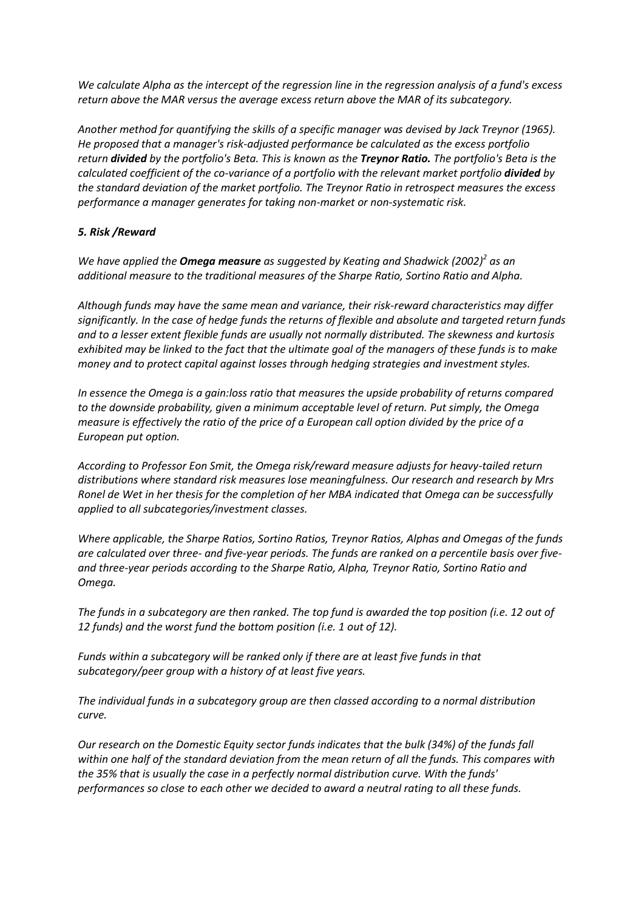*We calculate Alpha as the intercept of the regression line in the regression analysis of a fund's excess return above the MAR versus the average excess return above the MAR of its subcategory.*

*Another method for quantifying the skills of a specific manager was devised by Jack Treynor (1965). He proposed that a manager's risk-adjusted performance be calculated as the excess portfolio return **divided** by the portfolio's Beta. This is known as the **Treynor Ratio.** The portfolio's Beta is the calculated coefficient of the co-variance of a portfolio with the relevant market portfolio **divided** by the standard deviation of the market portfolio. The Treynor Ratio in retrospect measures the excess performance a manager generates for taking non-market or non-systematic risk.*

### *5. Risk /Reward*

*We have applied the **Omega measure** as suggested by Keating and Shadwick (2002)[2] as an additional measure to the traditional measures of the Sharpe Ratio, Sortino Ratio and Alpha.*

*Although funds may have the same mean and variance, their risk-reward characteristics may differ significantly. In the case of hedge funds the returns of flexible and absolute and targeted return funds and to a lesser extent flexible funds are usually not normally distributed. The skewness and kurtosis exhibited may be linked to the fact that the ultimate goal of the managers of these funds is to make money and to protect capital against losses through hedging strategies and investment styles.*

*In essence the Omega is a gain:loss ratio that measures the upside probability of returns compared to the downside probability, given a minimum acceptable level of return. Put simply, the Omega measure is effectively the ratio of the price of a European call option divided by the price of a European put option.*

*According to Professor Eon Smit, the Omega risk/reward measure adjusts for heavy-tailed return distributions where standard risk measures lose meaningfulness. Our research and research by Mrs Ronel de Wet in her thesis for the completion of her MBA indicated that Omega can be successfully applied to all subcategories/investment classes.*

*Where applicable, the Sharpe Ratios, Sortino Ratios, Treynor Ratios, Alphas and Omegas of the funds are calculated over three- and five-year periods. The funds are ranked on a percentile basis over five- and three-year periods according to the Sharpe Ratio, Alpha, Treynor Ratio, Sortino Ratio and Omega.*

*The funds in a subcategory are then ranked. The top fund is awarded the top position (i.e. 12 out of 12 funds) and the worst fund the bottom position (i.e. 1 out of 12).*

*Funds within a subcategory will be ranked only if there are at least five funds in that subcategory/peer group with a history of at least five years.*

*The individual funds in a subcategory group are then classed according to a normal distribution curve.*

*Our research on the Domestic Equity sector funds indicates that the bulk (34%) of the funds fall within one half of the standard deviation from the mean return of all the funds. This compares with the 35% that is usually the case in a perfectly normal distribution curve. With the funds' performances so close to each other we decided to award a neutral rating to all these funds.*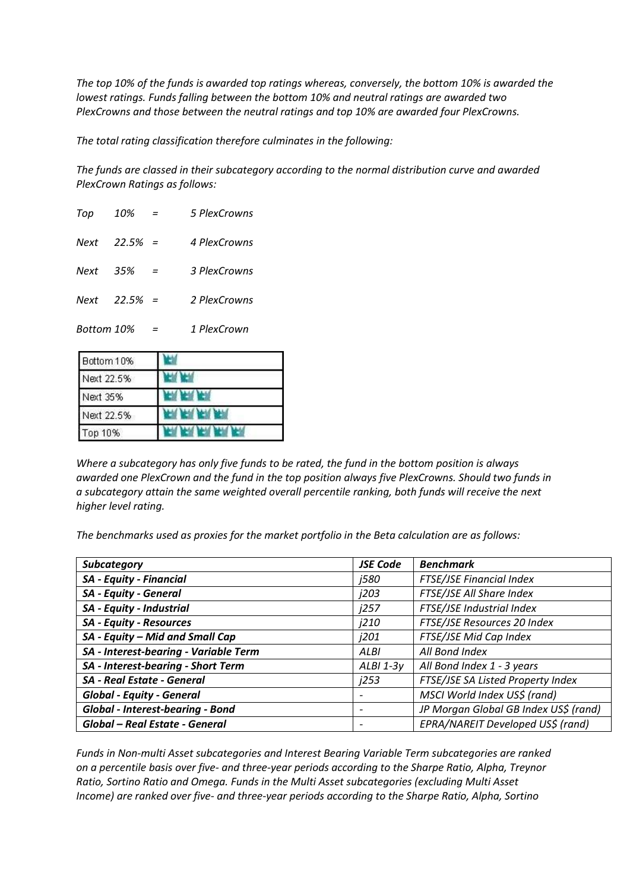*The top 10% of the funds is awarded top ratings whereas, conversely, the bottom 10% is awarded the lowest ratings. Funds falling between the bottom 10% and neutral ratings are awarded two PlexCrowns and those between the neutral ratings and top 10% are awarded four PlexCrowns.*

*The total rating classification therefore culminates in the following:*

*The funds are classed in their subcategory according to the normal distribution curve and awarded PlexCrown Ratings as follows:*

*Top 10% = 5 PlexCrowns*

*Next 22.5% = 4 PlexCrowns*

*Next 35% = 3 PlexCrowns*

*Next 22.5% = 2 PlexCrowns*

*Bottom 10% = 1 PlexCrown*

| Bottom 10% | 👑 |
|---|---|
| Next 22.5% | 👑👑 |
| Next 35% | 👑👑👑 |
| Next 22.5% | 👑👑👑👑 |
| Top 10% | 👑👑👑👑👑 |

*Where a subcategory has only five funds to be rated, the fund in the bottom position is always awarded one PlexCrown and the fund in the top position always five PlexCrowns. Should two funds in a subcategory attain the same weighted overall percentile ranking, both funds will receive the next higher level rating.*

*The benchmarks used as proxies for the market portfolio in the Beta calculation are as follows:*

| ***Subcategory*** | ***JSE Code*** | ***Benchmark*** |
|---|---|---|
| ***SA - Equity - Financial*** | *j580* | *FTSE/JSE Financial Index* |
| ***SA - Equity - General*** | *j203* | *FTSE/JSE All Share Index* |
| ***SA - Equity - Industrial*** | *j257* | *FTSE/JSE Industrial Index* |
| ***SA - Equity - Resources*** | *j210* | *FTSE/JSE Resources 20 Index* |
| ***SA - Equity – Mid and Small Cap*** | *j201* | *FTSE/JSE Mid Cap Index* |
| ***SA - Interest-bearing - Variable Term*** | *ALBI* | *All Bond Index* |
| ***SA - Interest-bearing - Short Term*** | *ALBI 1-3y* | *All Bond Index 1 - 3 years* |
| ***SA - Real Estate - General*** | *j253* | *FTSE/JSE SA Listed Property Index* |
| ***Global - Equity - General*** | - | *MSCI World Index US$ (rand)* |
| ***Global - Interest-bearing - Bond*** | - | *JP Morgan Global GB Index US$ (rand)* |
| ***Global – Real Estate - General*** | - | *EPRA/NAREIT Developed US$ (rand)* |

*Funds in Non-multi Asset subcategories and Interest Bearing Variable Term subcategories are ranked on a percentile basis over five- and three-year periods according to the Sharpe Ratio, Alpha, Treynor Ratio, Sortino Ratio and Omega. Funds in the Multi Asset subcategories (excluding Multi Asset Income) are ranked over five- and three-year periods according to the Sharpe Ratio, Alpha, Sortino*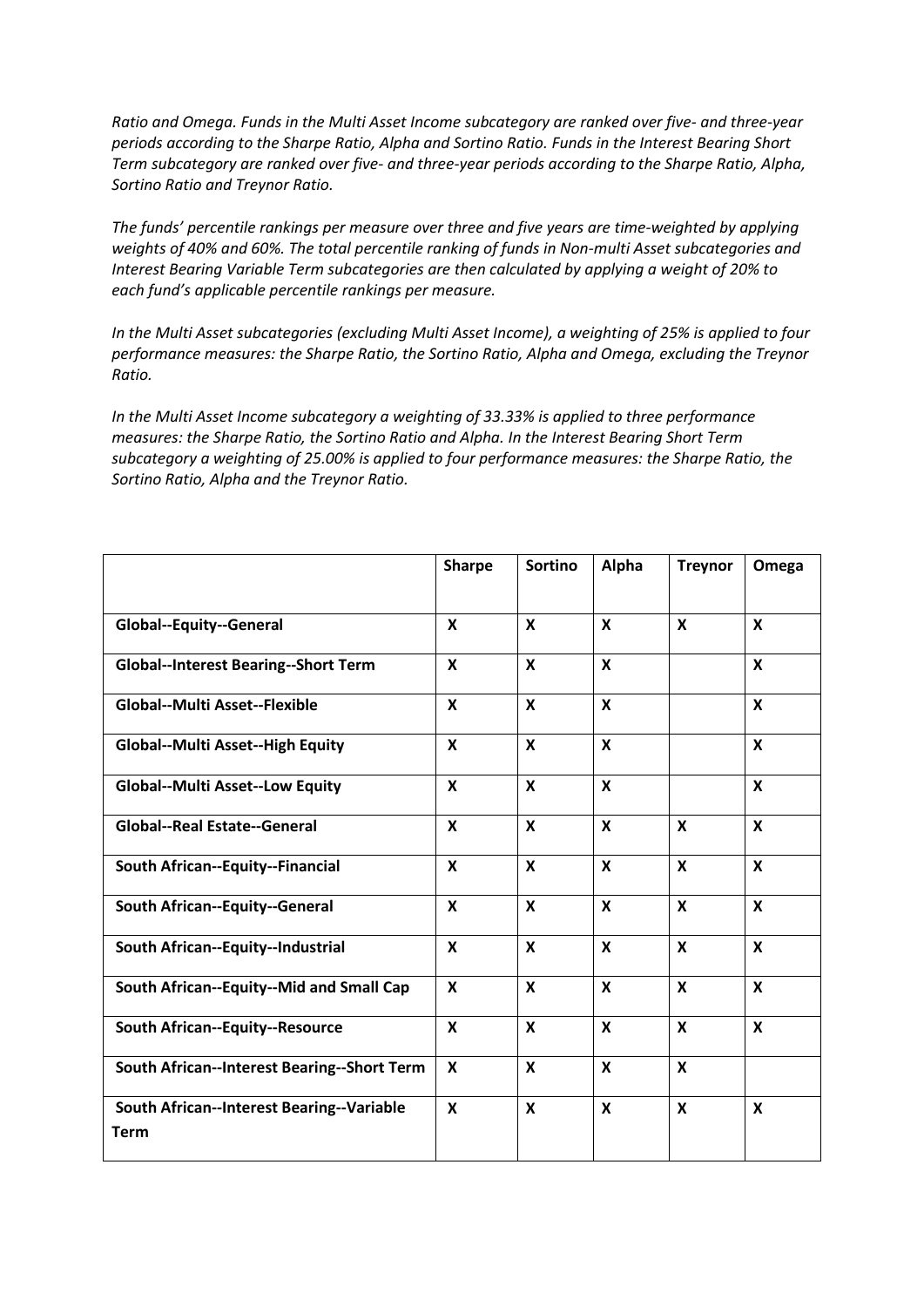*Ratio and Omega. Funds in the Multi Asset Income subcategory are ranked over five- and three-year periods according to the Sharpe Ratio, Alpha and Sortino Ratio. Funds in the Interest Bearing Short Term subcategory are ranked over five- and three-year periods according to the Sharpe Ratio, Alpha, Sortino Ratio and Treynor Ratio.*

*The funds' percentile rankings per measure over three and five years are time-weighted by applying weights of 40% and 60%. The total percentile ranking of funds in Non-multi Asset subcategories and Interest Bearing Variable Term subcategories are then calculated by applying a weight of 20% to each fund's applicable percentile rankings per measure.*

*In the Multi Asset subcategories (excluding Multi Asset Income), a weighting of 25% is applied to four performance measures: the Sharpe Ratio, the Sortino Ratio, Alpha and Omega, excluding the Treynor Ratio.*

*In the Multi Asset Income subcategory a weighting of 33.33% is applied to three performance measures: the Sharpe Ratio, the Sortino Ratio and Alpha. In the Interest Bearing Short Term subcategory a weighting of 25.00% is applied to four performance measures: the Sharpe Ratio, the Sortino Ratio, Alpha and the Treynor Ratio.*

| | **Sharpe** | **Sortino** | **Alpha** | **Treynor** | **Omega** |
|---|---|---|---|---|---|
| **Global--Equity--General** | **X** | **X** | **X** | **X** | **X** |
| **Global--Interest Bearing--Short Term** | **X** | **X** | **X** | | **X** |
| **Global--Multi Asset--Flexible** | **X** | **X** | **X** | | **X** |
| **Global--Multi Asset--High Equity** | **X** | **X** | **X** | | **X** |
| **Global--Multi Asset--Low Equity** | **X** | **X** | **X** | | **X** |
| **Global--Real Estate--General** | **X** | **X** | **X** | **X** | **X** |
| **South African--Equity--Financial** | **X** | **X** | **X** | **X** | **X** |
| **South African--Equity--General** | **X** | **X** | **X** | **X** | **X** |
| **South African--Equity--Industrial** | **X** | **X** | **X** | **X** | **X** |
| **South African--Equity--Mid and Small Cap** | **X** | **X** | **X** | **X** | **X** |
| **South African--Equity--Resource** | **X** | **X** | **X** | **X** | **X** |
| **South African--Interest Bearing--Short Term** | **X** | **X** | **X** | **X** | |
| **South African--Interest Bearing--Variable Term** | **X** | **X** | **X** | **X** | **X** |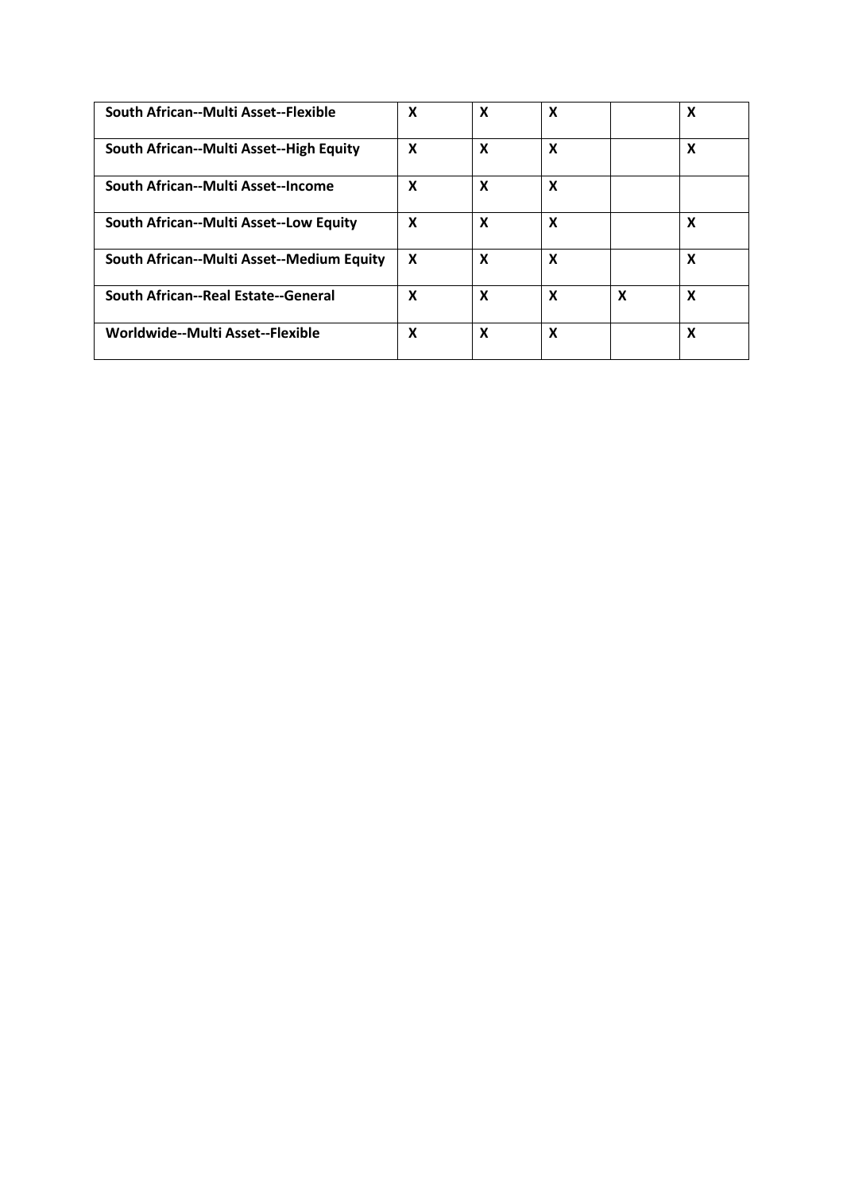| | | | | | |
|---|---|---|---|---|---|
| **South African--Multi Asset--Flexible** | **X** | **X** | **X** | | **X** |
| **South African--Multi Asset--High Equity** | **X** | **X** | **X** | | **X** |
| **South African--Multi Asset--Income** | **X** | **X** | **X** | | |
| **South African--Multi Asset--Low Equity** | **X** | **X** | **X** | | **X** |
| **South African--Multi Asset--Medium Equity** | **X** | **X** | **X** | | **X** |
| **South African--Real Estate--General** | **X** | **X** | **X** | **X** | **X** |
| **Worldwide--Multi Asset--Flexible** | **X** | **X** | **X** | | **X** |